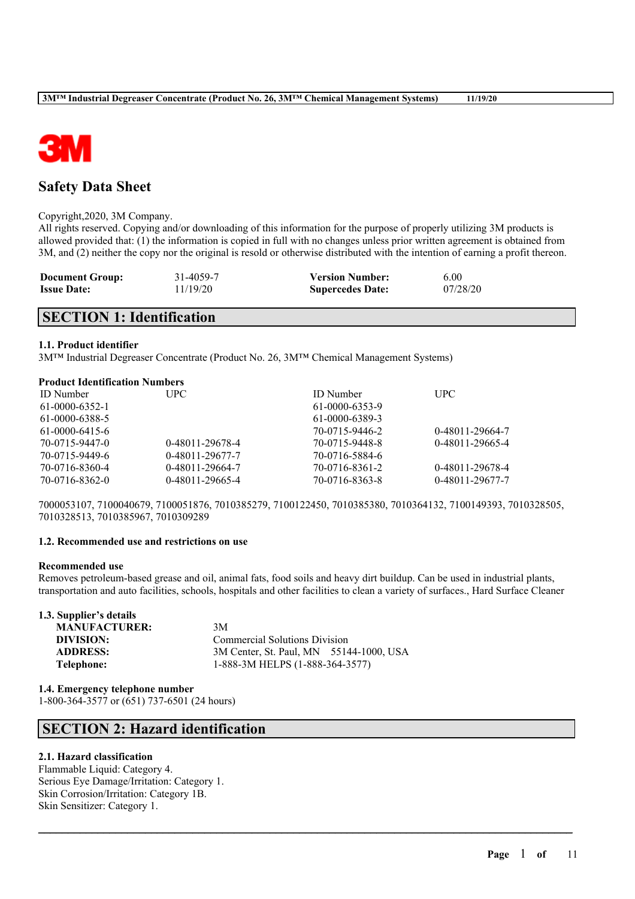# Safety Data Sheet

Copyright,2020, 3M Company.
All rights reserved. Copying and/or downloading of this information for the purpose of properly utilizing 3M products is allowed provided that: (1) the information is copied in full with no changes unless prior written agreement is obtained from 3M, and (2) neither the copy nor the original is resold or otherwise distributed with the intention of earning a profit thereon.

| | | | |
|---|---|---|---|
| **Document Group:** | 31-4059-7 | **Version Number:** | 6.00 |
| **Issue Date:** | 11/19/20 | **Supercedes Date:** | 07/28/20 |

## SECTION 1: Identification

### 1.1. Product identifier

3M™ Industrial Degreaser Concentrate (Product No. 26, 3M™ Chemical Management Systems)

**Product Identification Numbers**

| ID Number | UPC | ID Number | UPC |
|---|---|---|---|
| 61-0000-6352-1 | | 61-0000-6353-9 | |
| 61-0000-6388-5 | | 61-0000-6389-3 | |
| 61-0000-6415-6 | | 70-0715-9446-2 | 0-48011-29664-7 |
| 70-0715-9447-0 | 0-48011-29678-4 | 70-0715-9448-8 | 0-48011-29665-4 |
| 70-0715-9449-6 | 0-48011-29677-7 | 70-0716-5884-6 | |
| 70-0716-8360-4 | 0-48011-29664-7 | 70-0716-8361-2 | 0-48011-29678-4 |
| 70-0716-8362-0 | 0-48011-29665-4 | 70-0716-8363-8 | 0-48011-29677-7 |

7000053107, 7100040679, 7100051876, 7010385279, 7100122450, 7010385380, 7010364132, 7100149393, 7010328505, 7010328513, 7010385967, 7010309289

### 1.2. Recommended use and restrictions on use

**Recommended use**

Removes petroleum-based grease and oil, animal fats, food soils and heavy dirt buildup. Can be used in industrial plants, transportation and auto facilities, schools, hospitals and other facilities to clean a variety of surfaces., Hard Surface Cleaner

### 1.3. Supplier's details

| | |
|---|---|
| **MANUFACTURER:** | 3M |
| **DIVISION:** | Commercial Solutions Division |
| **ADDRESS:** | 3M Center, St. Paul, MN 55144-1000, USA |
| **Telephone:** | 1-888-3M HELPS (1-888-364-3577) |

### 1.4. Emergency telephone number

1-800-364-3577 or (651) 737-6501 (24 hours)

## SECTION 2: Hazard identification

### 2.1. Hazard classification

Flammable Liquid: Category 4.
Serious Eye Damage/Irritation: Category 1.
Skin Corrosion/Irritation: Category 1B.
Skin Sensitizer: Category 1.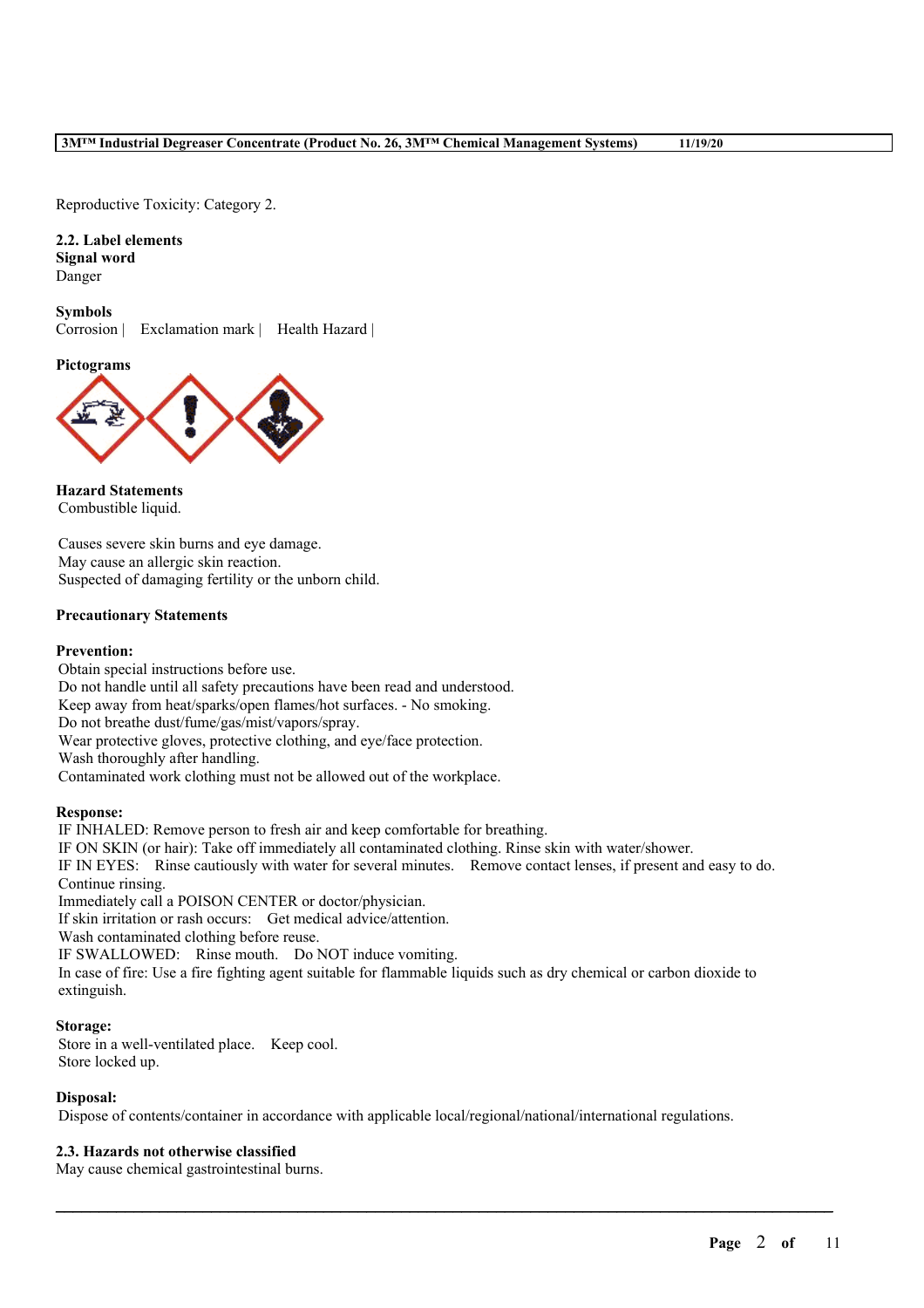Reproductive Toxicity: Category 2.

**2.2. Label elements**

**Signal word**

Danger

**Symbols**

Corrosion | Exclamation mark | Health Hazard |

**Pictograms**

**Hazard Statements**

Combustible liquid.

Causes severe skin burns and eye damage.
May cause an allergic skin reaction.
Suspected of damaging fertility or the unborn child.

**Precautionary Statements**

**Prevention:**

Obtain special instructions before use.
Do not handle until all safety precautions have been read and understood.
Keep away from heat/sparks/open flames/hot surfaces. - No smoking.
Do not breathe dust/fume/gas/mist/vapors/spray.
Wear protective gloves, protective clothing, and eye/face protection.
Wash thoroughly after handling.
Contaminated work clothing must not be allowed out of the workplace.

**Response:**

IF INHALED: Remove person to fresh air and keep comfortable for breathing.
IF ON SKIN (or hair): Take off immediately all contaminated clothing. Rinse skin with water/shower.
IF IN EYES: Rinse cautiously with water for several minutes. Remove contact lenses, if present and easy to do. Continue rinsing.
Immediately call a POISON CENTER or doctor/physician.
If skin irritation or rash occurs: Get medical advice/attention.
Wash contaminated clothing before reuse.
IF SWALLOWED: Rinse mouth. Do NOT induce vomiting.
In case of fire: Use a fire fighting agent suitable for flammable liquids such as dry chemical or carbon dioxide to extinguish.

**Storage:**

Store in a well-ventilated place. Keep cool.
Store locked up.

**Disposal:**

Dispose of contents/container in accordance with applicable local/regional/national/international regulations.

**2.3. Hazards not otherwise classified**

May cause chemical gastrointestinal burns.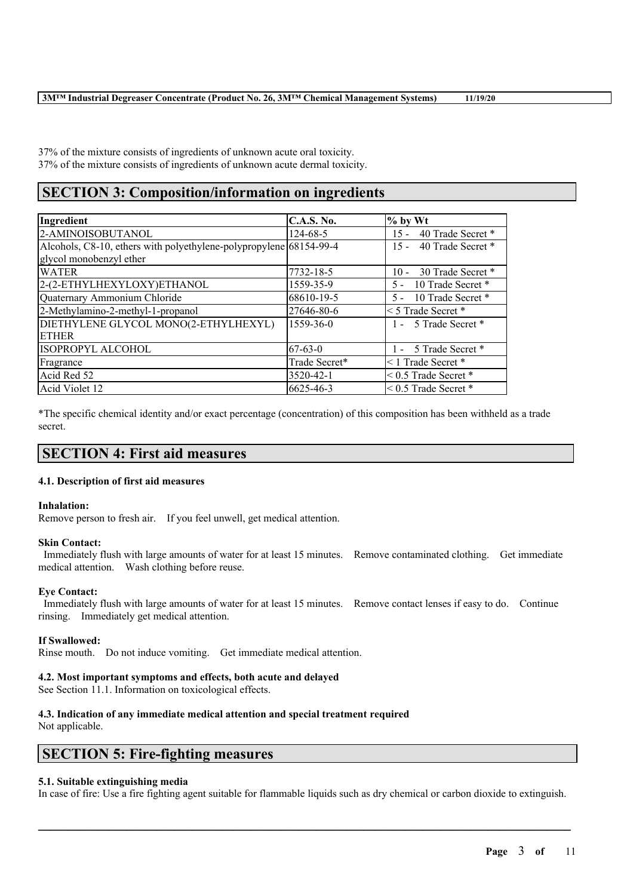37% of the mixture consists of ingredients of unknown acute oral toxicity.
37% of the mixture consists of ingredients of unknown acute dermal toxicity.

# SECTION 3: Composition/information on ingredients

| Ingredient | C.A.S. No. | % by Wt |
| --- | --- | --- |
| 2-AMINOISOBUTANOL | 124-68-5 | 15 - 40 Trade Secret * |
| Alcohols, C8-10, ethers with polyethylene-polypropylene glycol monobenzyl ether | 68154-99-4 | 15 - 40 Trade Secret * |
| WATER | 7732-18-5 | 10 - 30 Trade Secret * |
| 2-(2-ETHYLHEXYLOXY)ETHANOL | 1559-35-9 | 5 - 10 Trade Secret * |
| Quaternary Ammonium Chloride | 68610-19-5 | 5 - 10 Trade Secret * |
| 2-Methylamino-2-methyl-1-propanol | 27646-80-6 | < 5 Trade Secret * |
| DIETHYLENE GLYCOL MONO(2-ETHYLHEXYL) ETHER | 1559-36-0 | 1 - 5 Trade Secret * |
| ISOPROPYL ALCOHOL | 67-63-0 | 1 - 5 Trade Secret * |
| Fragrance | Trade Secret* | < 1 Trade Secret * |
| Acid Red 52 | 3520-42-1 | < 0.5 Trade Secret * |
| Acid Violet 12 | 6625-46-3 | < 0.5 Trade Secret * |

*The specific chemical identity and/or exact percentage (concentration) of this composition has been withheld as a trade secret.

# SECTION 4: First aid measures

### 4.1. Description of first aid measures

**Inhalation:**
Remove person to fresh air. If you feel unwell, get medical attention.

**Skin Contact:**
Immediately flush with large amounts of water for at least 15 minutes. Remove contaminated clothing. Get immediate medical attention. Wash clothing before reuse.

**Eye Contact:**
Immediately flush with large amounts of water for at least 15 minutes. Remove contact lenses if easy to do. Continue rinsing. Immediately get medical attention.

**If Swallowed:**
Rinse mouth. Do not induce vomiting. Get immediate medical attention.

### 4.2. Most important symptoms and effects, both acute and delayed

See Section 11.1. Information on toxicological effects.

### 4.3. Indication of any immediate medical attention and special treatment required

Not applicable.

# SECTION 5: Fire-fighting measures

### 5.1. Suitable extinguishing media

In case of fire: Use a fire fighting agent suitable for flammable liquids such as dry chemical or carbon dioxide to extinguish.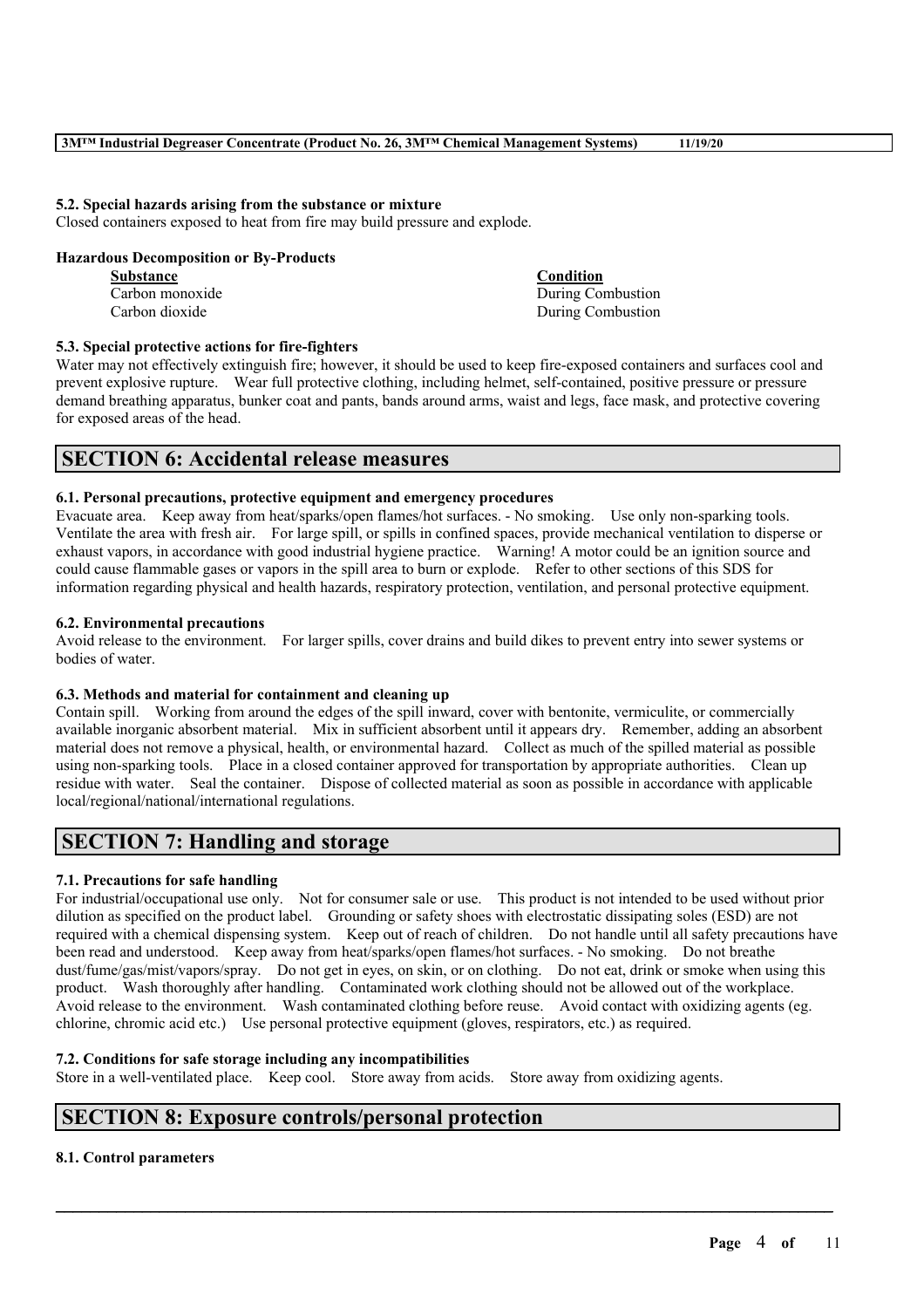**5.2. Special hazards arising from the substance or mixture**

Closed containers exposed to heat from fire may build pressure and explode.

**Hazardous Decomposition or By-Products**

| Substance | Condition |
| --- | --- |
| Carbon monoxide | During Combustion |
| Carbon dioxide | During Combustion |

**5.3. Special protective actions for fire-fighters**

Water may not effectively extinguish fire; however, it should be used to keep fire-exposed containers and surfaces cool and prevent explosive rupture. Wear full protective clothing, including helmet, self-contained, positive pressure or pressure demand breathing apparatus, bunker coat and pants, bands around arms, waist and legs, face mask, and protective covering for exposed areas of the head.

## SECTION 6: Accidental release measures

**6.1. Personal precautions, protective equipment and emergency procedures**

Evacuate area. Keep away from heat/sparks/open flames/hot surfaces. - No smoking. Use only non-sparking tools. Ventilate the area with fresh air. For large spill, or spills in confined spaces, provide mechanical ventilation to disperse or exhaust vapors, in accordance with good industrial hygiene practice. Warning! A motor could be an ignition source and could cause flammable gases or vapors in the spill area to burn or explode. Refer to other sections of this SDS for information regarding physical and health hazards, respiratory protection, ventilation, and personal protective equipment.

**6.2. Environmental precautions**

Avoid release to the environment. For larger spills, cover drains and build dikes to prevent entry into sewer systems or bodies of water.

**6.3. Methods and material for containment and cleaning up**

Contain spill. Working from around the edges of the spill inward, cover with bentonite, vermiculite, or commercially available inorganic absorbent material. Mix in sufficient absorbent until it appears dry. Remember, adding an absorbent material does not remove a physical, health, or environmental hazard. Collect as much of the spilled material as possible using non-sparking tools. Place in a closed container approved for transportation by appropriate authorities. Clean up residue with water. Seal the container. Dispose of collected material as soon as possible in accordance with applicable local/regional/national/international regulations.

## SECTION 7: Handling and storage

**7.1. Precautions for safe handling**

For industrial/occupational use only. Not for consumer sale or use. This product is not intended to be used without prior dilution as specified on the product label. Grounding or safety shoes with electrostatic dissipating soles (ESD) are not required with a chemical dispensing system. Keep out of reach of children. Do not handle until all safety precautions have been read and understood. Keep away from heat/sparks/open flames/hot surfaces. - No smoking. Do not breathe dust/fume/gas/mist/vapors/spray. Do not get in eyes, on skin, or on clothing. Do not eat, drink or smoke when using this product. Wash thoroughly after handling. Contaminated work clothing should not be allowed out of the workplace. Avoid release to the environment. Wash contaminated clothing before reuse. Avoid contact with oxidizing agents (eg. chlorine, chromic acid etc.) Use personal protective equipment (gloves, respirators, etc.) as required.

**7.2. Conditions for safe storage including any incompatibilities**

Store in a well-ventilated place. Keep cool. Store away from acids. Store away from oxidizing agents.

## SECTION 8: Exposure controls/personal protection

**8.1. Control parameters**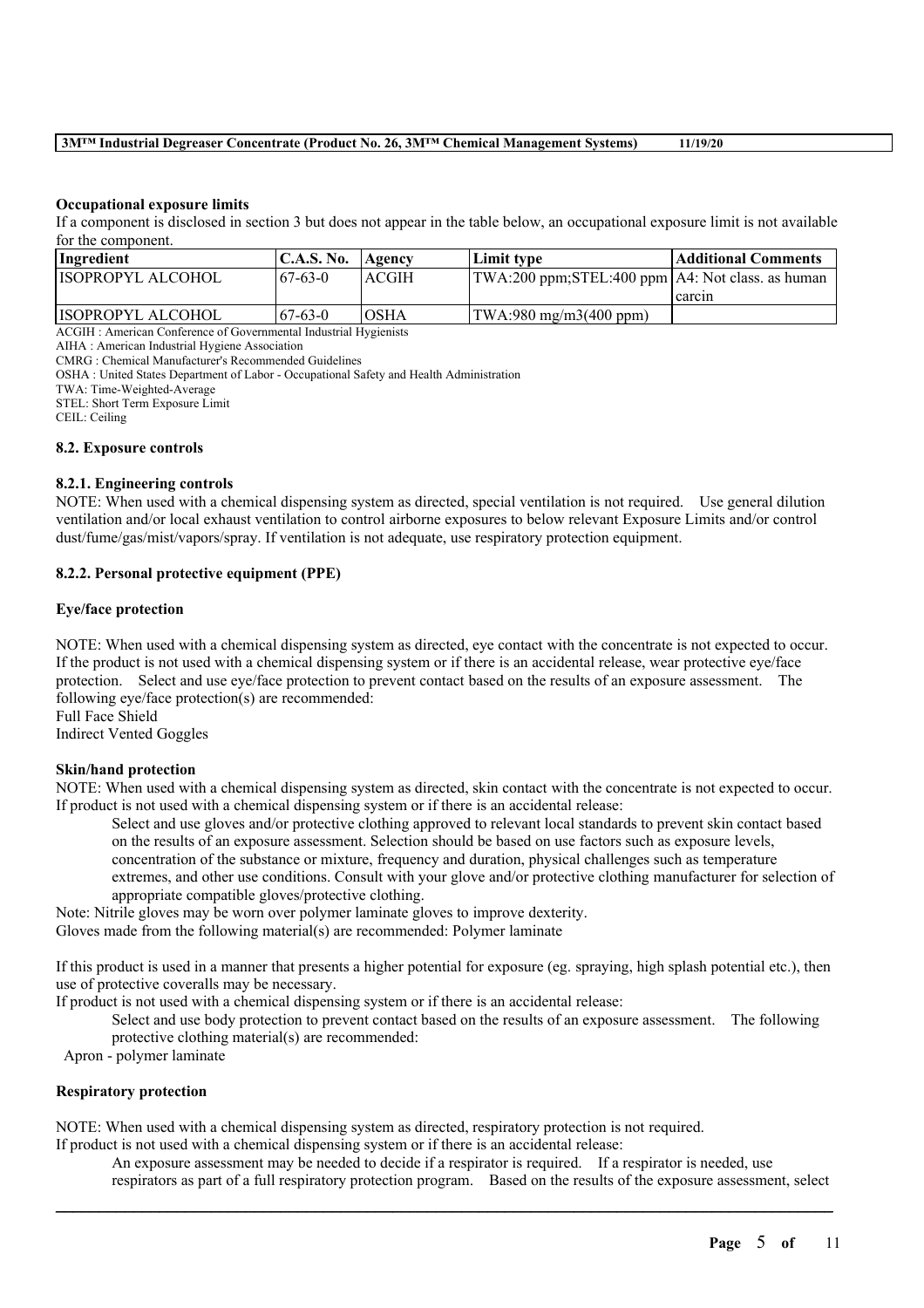**Occupational exposure limits**

If a component is disclosed in section 3 but does not appear in the table below, an occupational exposure limit is not available for the component.

| Ingredient | C.A.S. No. | Agency | Limit type | Additional Comments |
|---|---|---|---|---|
| ISOPROPYL ALCOHOL | 67-63-0 | ACGIH | TWA:200 ppm;STEL:400 ppm | A4: Not class. as human carcin |
| ISOPROPYL ALCOHOL | 67-63-0 | OSHA | TWA:980 mg/m3(400 ppm) | |

ACGIH : American Conference of Governmental Industrial Hygienists
AIHA : American Industrial Hygiene Association
CMRG : Chemical Manufacturer's Recommended Guidelines
OSHA : United States Department of Labor - Occupational Safety and Health Administration
TWA: Time-Weighted-Average
STEL: Short Term Exposure Limit
CEIL: Ceiling

### 8.2. Exposure controls

#### 8.2.1. Engineering controls

NOTE: When used with a chemical dispensing system as directed, special ventilation is not required. Use general dilution ventilation and/or local exhaust ventilation to control airborne exposures to below relevant Exposure Limits and/or control dust/fume/gas/mist/vapors/spray. If ventilation is not adequate, use respiratory protection equipment.

#### 8.2.2. Personal protective equipment (PPE)

**Eye/face protection**

NOTE: When used with a chemical dispensing system as directed, eye contact with the concentrate is not expected to occur. If the product is not used with a chemical dispensing system or if there is an accidental release, wear protective eye/face protection. Select and use eye/face protection to prevent contact based on the results of an exposure assessment. The following eye/face protection(s) are recommended:
Full Face Shield
Indirect Vented Goggles

**Skin/hand protection**

NOTE: When used with a chemical dispensing system as directed, skin contact with the concentrate is not expected to occur. If product is not used with a chemical dispensing system or if there is an accidental release:

Select and use gloves and/or protective clothing approved to relevant local standards to prevent skin contact based on the results of an exposure assessment. Selection should be based on use factors such as exposure levels, concentration of the substance or mixture, frequency and duration, physical challenges such as temperature extremes, and other use conditions. Consult with your glove and/or protective clothing manufacturer for selection of appropriate compatible gloves/protective clothing.

Note: Nitrile gloves may be worn over polymer laminate gloves to improve dexterity.
Gloves made from the following material(s) are recommended: Polymer laminate

If this product is used in a manner that presents a higher potential for exposure (eg. spraying, high splash potential etc.), then use of protective coveralls may be necessary.
If product is not used with a chemical dispensing system or if there is an accidental release:

Select and use body protection to prevent contact based on the results of an exposure assessment. The following protective clothing material(s) are recommended:

Apron - polymer laminate

**Respiratory protection**

NOTE: When used with a chemical dispensing system as directed, respiratory protection is not required.
If product is not used with a chemical dispensing system or if there is an accidental release:

An exposure assessment may be needed to decide if a respirator is required. If a respirator is needed, use respirators as part of a full respiratory protection program. Based on the results of the exposure assessment, select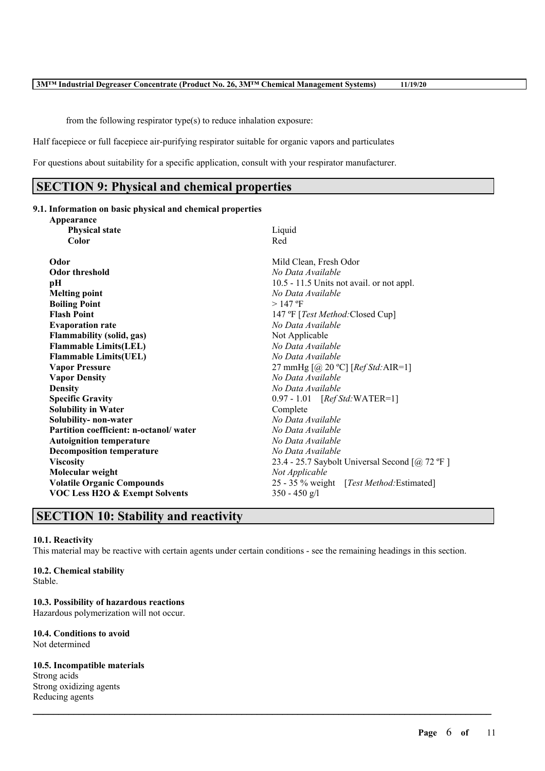from the following respirator type(s) to reduce inhalation exposure:

Half facepiece or full facepiece air-purifying respirator suitable for organic vapors and particulates

For questions about suitability for a specific application, consult with your respirator manufacturer.

## SECTION 9: Physical and chemical properties

### 9.1. Information on basic physical and chemical properties

| Property | Value |
|---|---|
| **Appearance** | |
| **Physical state** | Liquid |
| **Color** | Red |
| **Odor** | Mild Clean, Fresh Odor |
| **Odor threshold** | *No Data Available* |
| **pH** | 10.5 - 11.5 Units not avail. or not appl. |
| **Melting point** | *No Data Available* |
| **Boiling Point** | > 147 ºF |
| **Flash Point** | 147 ºF [*Test Method:*Closed Cup] |
| **Evaporation rate** | *No Data Available* |
| **Flammability (solid, gas)** | Not Applicable |
| **Flammable Limits(LEL)** | *No Data Available* |
| **Flammable Limits(UEL)** | *No Data Available* |
| **Vapor Pressure** | 27 mmHg [@ 20 ºC] [*Ref Std:*AIR=1] |
| **Vapor Density** | *No Data Available* |
| **Density** | *No Data Available* |
| **Specific Gravity** | 0.97 - 1.01 [*Ref Std:*WATER=1] |
| **Solubility in Water** | Complete |
| **Solubility- non-water** | *No Data Available* |
| **Partition coefficient: n-octanol/ water** | *No Data Available* |
| **Autoignition temperature** | *No Data Available* |
| **Decomposition temperature** | *No Data Available* |
| **Viscosity** | 23.4 - 25.7 Saybolt Universal Second [@ 72 ºF ] |
| **Molecular weight** | *Not Applicable* |
| **Volatile Organic Compounds** | 25 - 35 % weight [*Test Method:*Estimated] |
| **VOC Less H2O & Exempt Solvents** | 350 - 450 g/l |

## SECTION 10: Stability and reactivity

### 10.1. Reactivity

This material may be reactive with certain agents under certain conditions - see the remaining headings in this section.

### 10.2. Chemical stability

Stable.

### 10.3. Possibility of hazardous reactions

Hazardous polymerization will not occur.

### 10.4. Conditions to avoid

Not determined

### 10.5. Incompatible materials

Strong acids
Strong oxidizing agents
Reducing agents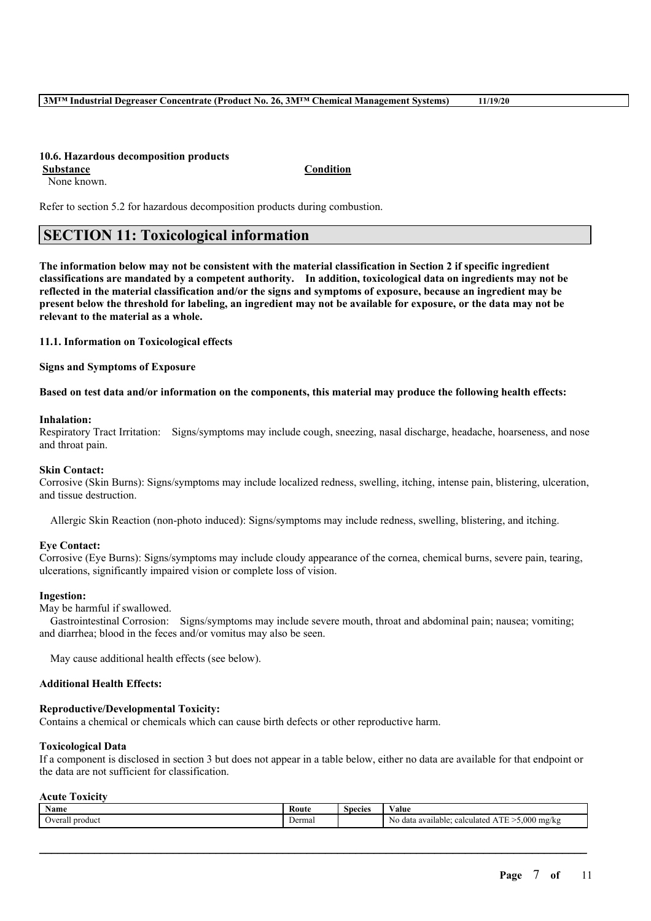**10.6. Hazardous decomposition products**

| Substance | Condition |
| --- | --- |
| None known. | |

Refer to section 5.2 for hazardous decomposition products during combustion.

## SECTION 11: Toxicological information

**The information below may not be consistent with the material classification in Section 2 if specific ingredient classifications are mandated by a competent authority. In addition, toxicological data on ingredients may not be reflected in the material classification and/or the signs and symptoms of exposure, because an ingredient may be present below the threshold for labeling, an ingredient may not be available for exposure, or the data may not be relevant to the material as a whole.**

**11.1. Information on Toxicological effects**

**Signs and Symptoms of Exposure**

**Based on test data and/or information on the components, this material may produce the following health effects:**

**Inhalation:**
Respiratory Tract Irritation: Signs/symptoms may include cough, sneezing, nasal discharge, headache, hoarseness, and nose and throat pain.

**Skin Contact:**
Corrosive (Skin Burns): Signs/symptoms may include localized redness, swelling, itching, intense pain, blistering, ulceration, and tissue destruction.

Allergic Skin Reaction (non-photo induced): Signs/symptoms may include redness, swelling, blistering, and itching.

**Eye Contact:**
Corrosive (Eye Burns): Signs/symptoms may include cloudy appearance of the cornea, chemical burns, severe pain, tearing, ulcerations, significantly impaired vision or complete loss of vision.

**Ingestion:**
May be harmful if swallowed.
Gastrointestinal Corrosion: Signs/symptoms may include severe mouth, throat and abdominal pain; nausea; vomiting; and diarrhea; blood in the feces and/or vomitus may also be seen.

May cause additional health effects (see below).

**Additional Health Effects:**

**Reproductive/Developmental Toxicity:**
Contains a chemical or chemicals which can cause birth defects or other reproductive harm.

**Toxicological Data**
If a component is disclosed in section 3 but does not appear in a table below, either no data are available for that endpoint or the data are not sufficient for classification.

**Acute Toxicity**

| Name | Route | Species | Value |
| --- | --- | --- | --- |
| Overall product | Dermal | | No data available; calculated ATE >5,000 mg/kg |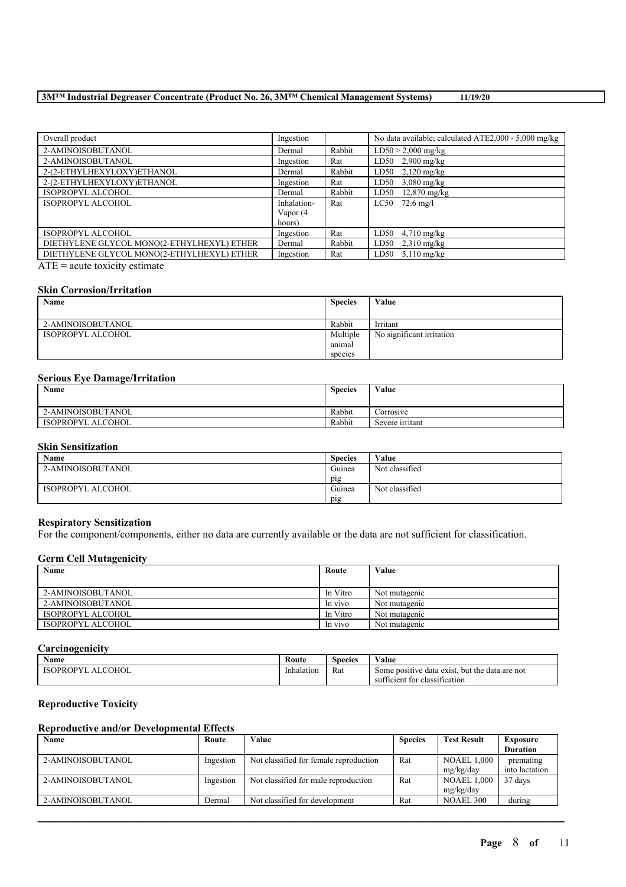| Overall product | Ingestion | | No data available; calculated ATE2,000 - 5,000 mg/kg |
|---|---|---|---|
| 2-AMINOISOBUTANOL | Dermal | Rabbit | LD50 > 2,000 mg/kg |
| 2-AMINOISOBUTANOL | Ingestion | Rat | LD50 2,900 mg/kg |
| 2-(2-ETHYLHEXYLOXY)ETHANOL | Dermal | Rabbit | LD50 2,120 mg/kg |
| 2-(2-ETHYLHEXYLOXY)ETHANOL | Ingestion | Rat | LD50 3,080 mg/kg |
| ISOPROPYL ALCOHOL | Dermal | Rabbit | LD50 12,870 mg/kg |
| ISOPROPYL ALCOHOL | Inhalation-Vapor (4 hours) | Rat | LC50 72.6 mg/l |
| ISOPROPYL ALCOHOL | Ingestion | Rat | LD50 4,710 mg/kg |
| DIETHYLENE GLYCOL MONO(2-ETHYLHEXYL) ETHER | Dermal | Rabbit | LD50 2,310 mg/kg |
| DIETHYLENE GLYCOL MONO(2-ETHYLHEXYL) ETHER | Ingestion | Rat | LD50 5,110 mg/kg |

ATE = acute toxicity estimate

### Skin Corrosion/Irritation

| Name | Species | Value |
|---|---|---|
| 2-AMINOISOBUTANOL | Rabbit | Irritant |
| ISOPROPYL ALCOHOL | Multiple animal species | No significant irritation |

### Serious Eye Damage/Irritation

| Name | Species | Value |
|---|---|---|
| 2-AMINOISOBUTANOL | Rabbit | Corrosive |
| ISOPROPYL ALCOHOL | Rabbit | Severe irritant |

### Skin Sensitization

| Name | Species | Value |
|---|---|---|
| 2-AMINOISOBUTANOL | Guinea pig | Not classified |
| ISOPROPYL ALCOHOL | Guinea pig | Not classified |

### Respiratory Sensitization

For the component/components, either no data are currently available or the data are not sufficient for classification.

### Germ Cell Mutagenicity

| Name | Route | Value |
|---|---|---|
| 2-AMINOISOBUTANOL | In Vitro | Not mutagenic |
| 2-AMINOISOBUTANOL | In vivo | Not mutagenic |
| ISOPROPYL ALCOHOL | In Vitro | Not mutagenic |
| ISOPROPYL ALCOHOL | In vivo | Not mutagenic |

### Carcinogenicity

| Name | Route | Species | Value |
|---|---|---|---|
| ISOPROPYL ALCOHOL | Inhalation | Rat | Some positive data exist, but the data are not sufficient for classification |

### Reproductive Toxicity

### Reproductive and/or Developmental Effects

| Name | Route | Value | Species | Test Result | Exposure Duration |
|---|---|---|---|---|---|
| 2-AMINOISOBUTANOL | Ingestion | Not classified for female reproduction | Rat | NOAEL 1,000 mg/kg/day | premating into lactation |
| 2-AMINOISOBUTANOL | Ingestion | Not classified for male reproduction | Rat | NOAEL 1,000 mg/kg/day | 37 days |
| 2-AMINOISOBUTANOL | Dermal | Not classified for development | Rat | NOAEL 300 | during |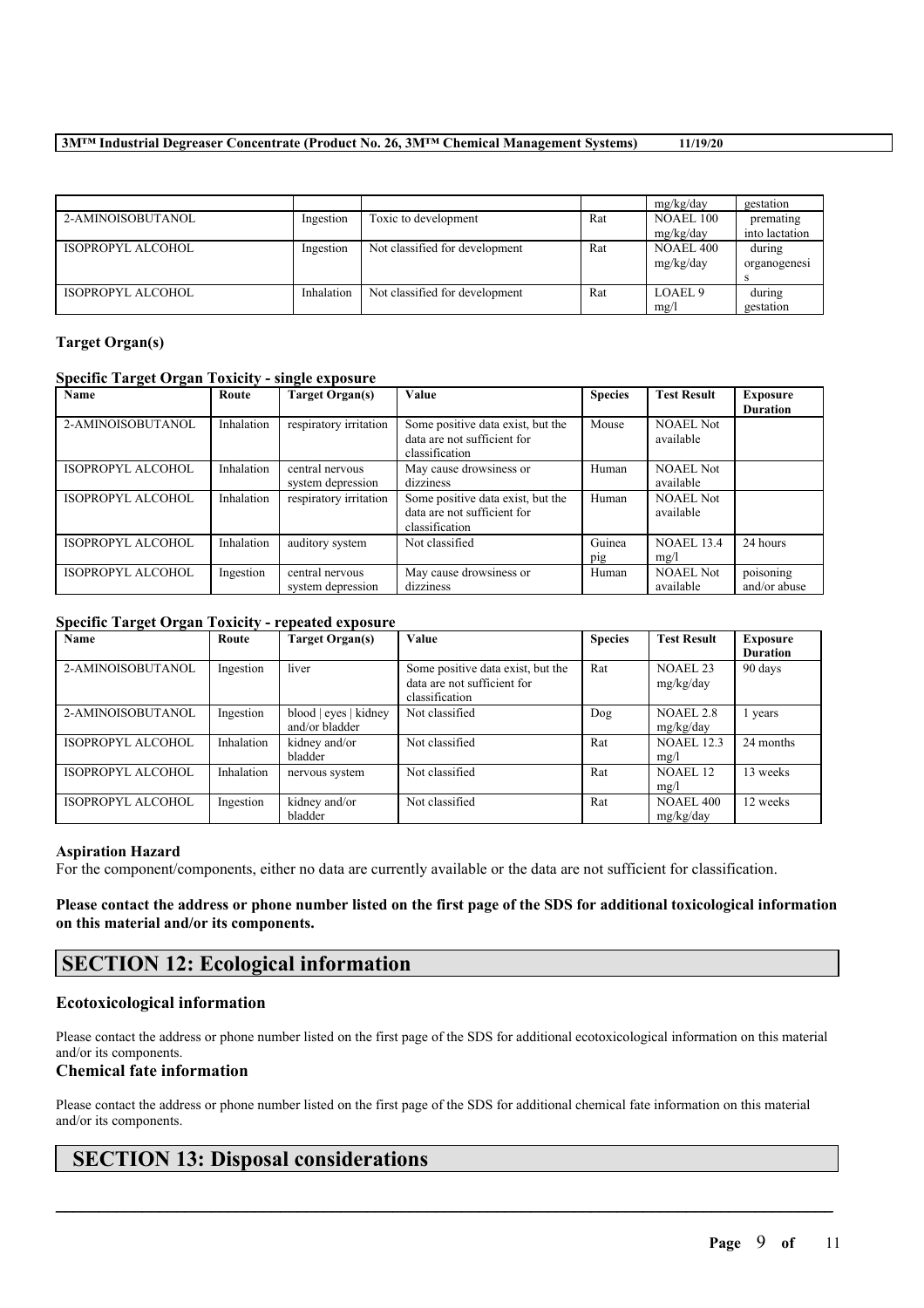| | | | | mg/kg/day | gestation |
|---|---|---|---|---|---|
| 2-AMINOISOBUTANOL | Ingestion | Toxic to development | Rat | NOAEL 100 mg/kg/day | premating into lactation |
| ISOPROPYL ALCOHOL | Ingestion | Not classified for development | Rat | NOAEL 400 mg/kg/day | during organogenesis |
| ISOPROPYL ALCOHOL | Inhalation | Not classified for development | Rat | LOAEL 9 mg/l | during gestation |

### Target Organ(s)

#### Specific Target Organ Toxicity - single exposure

| Name | Route | Target Organ(s) | Value | Species | Test Result | Exposure Duration |
|---|---|---|---|---|---|---|
| 2-AMINOISOBUTANOL | Inhalation | respiratory irritation | Some positive data exist, but the data are not sufficient for classification | Mouse | NOAEL Not available | |
| ISOPROPYL ALCOHOL | Inhalation | central nervous system depression | May cause drowsiness or dizziness | Human | NOAEL Not available | |
| ISOPROPYL ALCOHOL | Inhalation | respiratory irritation | Some positive data exist, but the data are not sufficient for classification | Human | NOAEL Not available | |
| ISOPROPYL ALCOHOL | Inhalation | auditory system | Not classified | Guinea pig | NOAEL 13.4 mg/l | 24 hours |
| ISOPROPYL ALCOHOL | Ingestion | central nervous system depression | May cause drowsiness or dizziness | Human | NOAEL Not available | poisoning and/or abuse |

#### Specific Target Organ Toxicity - repeated exposure

| Name | Route | Target Organ(s) | Value | Species | Test Result | Exposure Duration |
|---|---|---|---|---|---|---|
| 2-AMINOISOBUTANOL | Ingestion | liver | Some positive data exist, but the data are not sufficient for classification | Rat | NOAEL 23 mg/kg/day | 90 days |
| 2-AMINOISOBUTANOL | Ingestion | blood \| eyes \| kidney and/or bladder | Not classified | Dog | NOAEL 2.8 mg/kg/day | 1 years |
| ISOPROPYL ALCOHOL | Inhalation | kidney and/or bladder | Not classified | Rat | NOAEL 12.3 mg/l | 24 months |
| ISOPROPYL ALCOHOL | Inhalation | nervous system | Not classified | Rat | NOAEL 12 mg/l | 13 weeks |
| ISOPROPYL ALCOHOL | Ingestion | kidney and/or bladder | Not classified | Rat | NOAEL 400 mg/kg/day | 12 weeks |

### Aspiration Hazard

For the component/components, either no data are currently available or the data are not sufficient for classification.

**Please contact the address or phone number listed on the first page of the SDS for additional toxicological information on this material and/or its components.**

## SECTION 12: Ecological information

### Ecotoxicological information

Please contact the address or phone number listed on the first page of the SDS for additional ecotoxicological information on this material and/or its components.

### Chemical fate information

Please contact the address or phone number listed on the first page of the SDS for additional chemical fate information on this material and/or its components.

## SECTION 13: Disposal considerations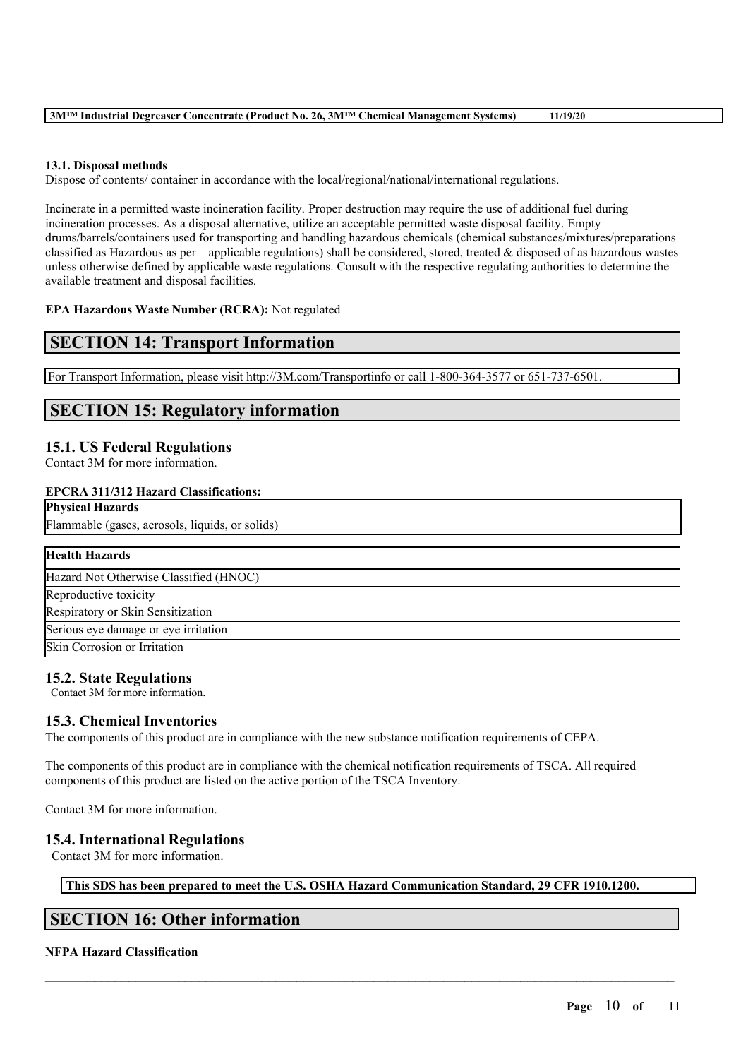#### 13.1. Disposal methods

Dispose of contents/ container in accordance with the local/regional/national/international regulations.

Incinerate in a permitted waste incineration facility. Proper destruction may require the use of additional fuel during incineration processes. As a disposal alternative, utilize an acceptable permitted waste disposal facility. Empty drums/barrels/containers used for transporting and handling hazardous chemicals (chemical substances/mixtures/preparations classified as Hazardous as per applicable regulations) shall be considered, stored, treated & disposed of as hazardous wastes unless otherwise defined by applicable waste regulations. Consult with the respective regulating authorities to determine the available treatment and disposal facilities.

**EPA Hazardous Waste Number (RCRA):** Not regulated

## SECTION 14: Transport Information

For Transport Information, please visit http://3M.com/Transportinfo or call 1-800-364-3577 or 651-737-6501.

## SECTION 15: Regulatory information

### 15.1. US Federal Regulations

Contact 3M for more information.

**EPCRA 311/312 Hazard Classifications:**

| **Physical Hazards** |
|---|
| Flammable (gases, aerosols, liquids, or solids) |

| **Health Hazards** |
|---|
| Hazard Not Otherwise Classified (HNOC) |
| Reproductive toxicity |
| Respiratory or Skin Sensitization |
| Serious eye damage or eye irritation |
| Skin Corrosion or Irritation |

### 15.2. State Regulations

Contact 3M for more information.

### 15.3. Chemical Inventories

The components of this product are in compliance with the new substance notification requirements of CEPA.

The components of this product are in compliance with the chemical notification requirements of TSCA. All required components of this product are listed on the active portion of the TSCA Inventory.

Contact 3M for more information.

### 15.4. International Regulations

Contact 3M for more information.

**This SDS has been prepared to meet the U.S. OSHA Hazard Communication Standard, 29 CFR 1910.1200.**

## SECTION 16: Other information

**NFPA Hazard Classification**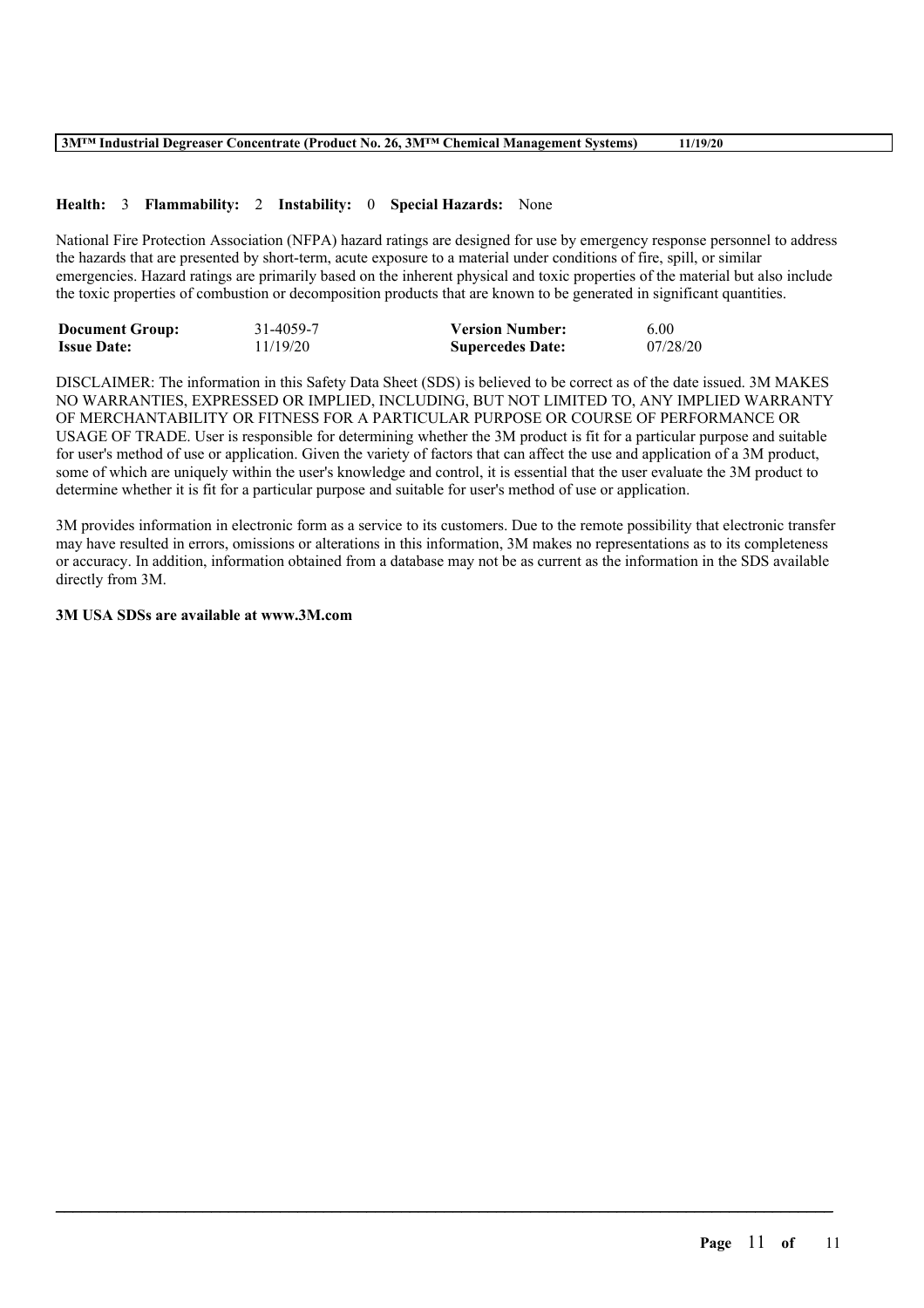**Health:** 3 **Flammability:** 2 **Instability:** 0 **Special Hazards:** None

National Fire Protection Association (NFPA) hazard ratings are designed for use by emergency response personnel to address the hazards that are presented by short-term, acute exposure to a material under conditions of fire, spill, or similar emergencies. Hazard ratings are primarily based on the inherent physical and toxic properties of the material but also include the toxic properties of combustion or decomposition products that are known to be generated in significant quantities.

| | | | |
|---|---|---|---|
| **Document Group:** | 31-4059-7 | **Version Number:** | 6.00 |
| **Issue Date:** | 11/19/20 | **Supercedes Date:** | 07/28/20 |

DISCLAIMER: The information in this Safety Data Sheet (SDS) is believed to be correct as of the date issued. 3M MAKES NO WARRANTIES, EXPRESSED OR IMPLIED, INCLUDING, BUT NOT LIMITED TO, ANY IMPLIED WARRANTY OF MERCHANTABILITY OR FITNESS FOR A PARTICULAR PURPOSE OR COURSE OF PERFORMANCE OR USAGE OF TRADE. User is responsible for determining whether the 3M product is fit for a particular purpose and suitable for user's method of use or application. Given the variety of factors that can affect the use and application of a 3M product, some of which are uniquely within the user's knowledge and control, it is essential that the user evaluate the 3M product to determine whether it is fit for a particular purpose and suitable for user's method of use or application.

3M provides information in electronic form as a service to its customers. Due to the remote possibility that electronic transfer may have resulted in errors, omissions or alterations in this information, 3M makes no representations as to its completeness or accuracy. In addition, information obtained from a database may not be as current as the information in the SDS available directly from 3M.

**3M USA SDSs are available at www.3M.com**